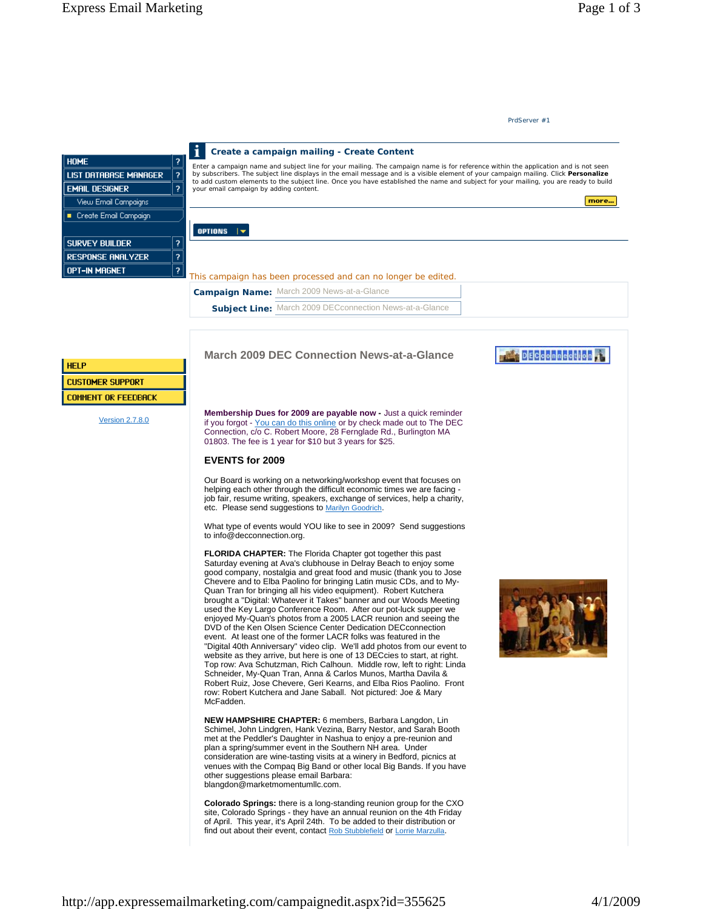PrdServer #1

- HOME
- LIST DATABASE MANAGER
- EMAIL DESIGNER
  - View Email Campaigns
  - Create Email Campaign
- SURVEY BUILDER
- RESPONSE ANALYZER
- OPT-IN MAGNET

## Create a campaign mailing - Create Content

Enter a campaign name and subject line for your mailing. The campaign name is for reference within the application and is not seen by subscribers. The subject line displays in the email message and is a visible element of your campaign mailing. Click **Personalize** to add custom elements to the subject line. Once you have established the name and subject for your mailing, you are ready to build your email campaign by adding content.

more...

OPTIONS

This campaign has been processed and can no longer be edited.

**Campaign Name:** March 2009 News-at-a-Glance

**Subject Line:** March 2009 DECconnection News-at-a-Glance

- HELP
- CUSTOMER SUPPORT
- COMMENT OR FEEDBACK

Version 2.7.8.0

## March 2009 DEC Connection News-at-a-Glance

DECconnection

**Membership Dues for 2009 are payable now -** Just a quick reminder if you forgot - You can do this online or by check made out to The DEC Connection, c/o C. Robert Moore, 28 Fernglade Rd., Burlington MA 01803. The fee is 1 year for $10 but 3 years for $25.

### EVENTS for 2009

Our Board is working on a networking/workshop event that focuses on helping each other through the difficult economic times we are facing - job fair, resume writing, speakers, exchange of services, help a charity, etc. Please send suggestions to Marilyn Goodrich.

What type of events would YOU like to see in 2009? Send suggestions to info@decconnection.org.

**FLORIDA CHAPTER:** The Florida Chapter got together this past Saturday evening at Ava's clubhouse in Delray Beach to enjoy some good company, nostalgia and great food and music (thank you to Jose Chevere and to Elba Paolino for bringing Latin music CDs, and to My-Quan Tran for bringing all his video equipment). Robert Kutchera brought a "Digital: Whatever it Takes" banner and our Woods Meeting used the Key Largo Conference Room. After our pot-luck supper we enjoyed My-Quan's photos from a 2005 LACR reunion and seeing the DVD of the Ken Olsen Science Center Dedication DECconnection event. At least one of the former LACR folks was featured in the "Digital 40th Anniversary" video clip. We'll add photos from our event to website as they arrive, but here is one of 13 DECcies to start, at right. Top row: Ava Schutzman, Rich Calhoun. Middle row, left to right: Linda Schneider, My-Quan Tran, Anna & Carlos Munos, Martha Davila & Robert Ruiz, Jose Chevere, Geri Kearns, and Elba Rios Paolino. Front row: Robert Kutchera and Jane Saball. Not pictured: Joe & Mary McFadden.

**NEW HAMPSHIRE CHAPTER:** 6 members, Barbara Langdon, Lin Schimel, John Lindgren, Hank Vezina, Barry Nestor, and Sarah Booth met at the Peddler's Daughter in Nashua to enjoy a pre-reunion and plan a spring/summer event in the Southern NH area. Under consideration are wine-tasting visits at a winery in Bedford, picnics at venues with the Compaq Big Band or other local Big Bands. If you have other suggestions please email Barbara: blangdon@marketmomentumllc.com.

**Colorado Springs:** there is a long-standing reunion group for the CXO site, Colorado Springs - they have an annual reunion on the 4th Friday of April. This year, it's April 24th. To be added to their distribution or find out about their event, contact Rob Stubblefield or Lorrie Marzulla.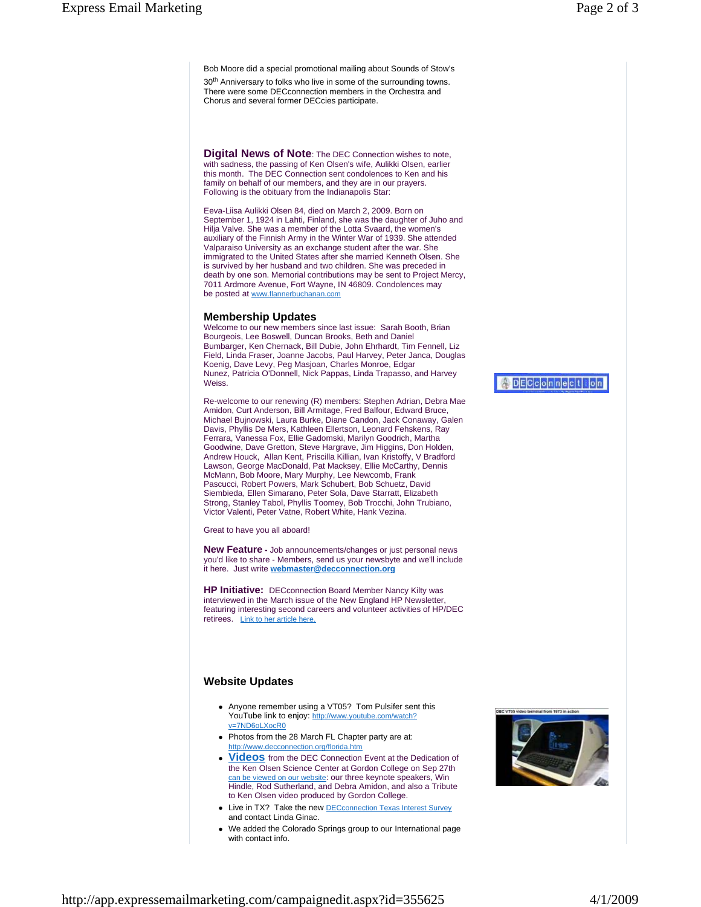Bob Moore did a special promotional mailing about Sounds of Stow's 30th Anniversary to folks who live in some of the surrounding towns. There were some DECconnection members in the Orchestra and Chorus and several former DECcies participate.

**Digital News of Note**: The DEC Connection wishes to note, with sadness, the passing of Ken Olsen's wife, Aulikki Olsen, earlier this month. The DEC Connection sent condolences to Ken and his family on behalf of our members, and they are in our prayers. Following is the obituary from the Indianapolis Star:

Eeva-Liisa Aulikki Olsen 84, died on March 2, 2009. Born on September 1, 1924 in Lahti, Finland, she was the daughter of Juho and Hilja Valve. She was a member of the Lotta Svaard, the women's auxiliary of the Finnish Army in the Winter War of 1939. She attended Valparaiso University as an exchange student after the war. She immigrated to the United States after she married Kenneth Olsen. She is survived by her husband and two children. She was preceded in death by one son. Memorial contributions may be sent to Project Mercy, 7011 Ardmore Avenue, Fort Wayne, IN 46809. Condolences may be posted at www.flannerbuchanan.com

## Membership Updates

Welcome to our new members since last issue: Sarah Booth, Brian Bourgeois, Lee Boswell, Duncan Brooks, Beth and Daniel Bumbarger, Ken Chernack, Bill Dubie, John Ehrhardt, Tim Fennell, Liz Field, Linda Fraser, Joanne Jacobs, Paul Harvey, Peter Janca, Douglas Koenig, Dave Levy, Peg Masjoan, Charles Monroe, Edgar Nunez, Patricia O'Donnell, Nick Pappas, Linda Trapasso, and Harvey Weiss.

Re-welcome to our renewing (R) members: Stephen Adrian, Debra Mae Amidon, Curt Anderson, Bill Armitage, Fred Balfour, Edward Bruce, Michael Bujnowski, Laura Burke, Diane Candon, Jack Conaway, Galen Davis, Phyllis De Mers, Kathleen Ellertson, Leonard Fehskens, Ray Ferrara, Vanessa Fox, Ellie Gadomski, Marilyn Goodrich, Martha Goodwine, Dave Gretton, Steve Hargrave, Jim Higgins, Don Holden, Andrew Houck, Allan Kent, Priscilla Killian, Ivan Kristoffy, V Bradford Lawson, George MacDonald, Pat Macksey, Ellie McCarthy, Dennis McMann, Bob Moore, Mary Murphy, Lee Newcomb, Frank Pascucci, Robert Powers, Mark Schubert, Bob Schuetz, David Siembieda, Ellen Simarano, Peter Sola, Dave Starratt, Elizabeth Strong, Stanley Tabol, Phyllis Toomey, Bob Trocchi, John Trubiano, Victor Valenti, Peter Vatne, Robert White, Hank Vezina.

Great to have you all aboard!

**New Feature -** Job announcements/changes or just personal news you'd like to share - Members, send us your newsbyte and we'll include it here. Just write **webmaster@decconnection.org**

**HP Initiative:** DECconnection Board Member Nancy Kilty was interviewed in the March issue of the New England HP Newsletter, featuring interesting second careers and volunteer activities of HP/DEC retirees. Link to her article here.

## Website Updates

- Anyone remember using a VT05? Tom Pulsifer sent this YouTube link to enjoy: http://www.youtube.com/watch?v=7ND6oLXocR0
- Photos from the 28 March FL Chapter party are at: http://www.decconnection.org/florida.htm
- **Videos** from the DEC Connection Event at the Dedication of the Ken Olsen Science Center at Gordon College on Sep 27th can be viewed on our website: our three keynote speakers, Win Hindle, Rod Sutherland, and Debra Amidon, and also a Tribute to Ken Olsen video produced by Gordon College.
- Live in TX? Take the new DECconnection Texas Interest Survey and contact Linda Ginac.
- We added the Colorado Springs group to our International page with contact info.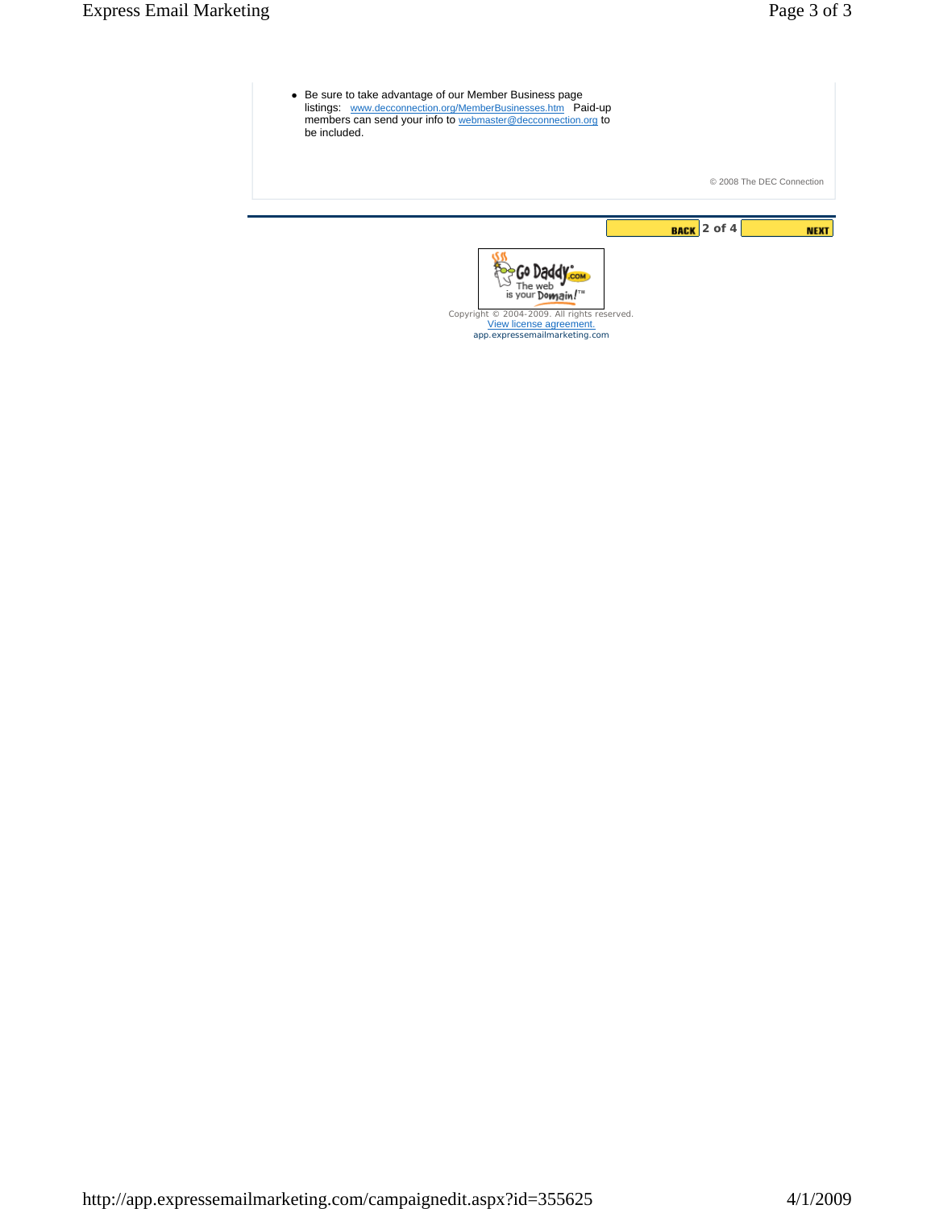- Be sure to take advantage of our Member Business page listings: www.decconnection.org/MemberBusinesses.htm Paid-up members can send your info to webmaster@decconnection.org to be included.

© 2008 The DEC Connection

BACK 2 of 4 NEXT

Copyright © 2004-2009. All rights reserved.
View license agreement.
app.expressemailmarketing.com